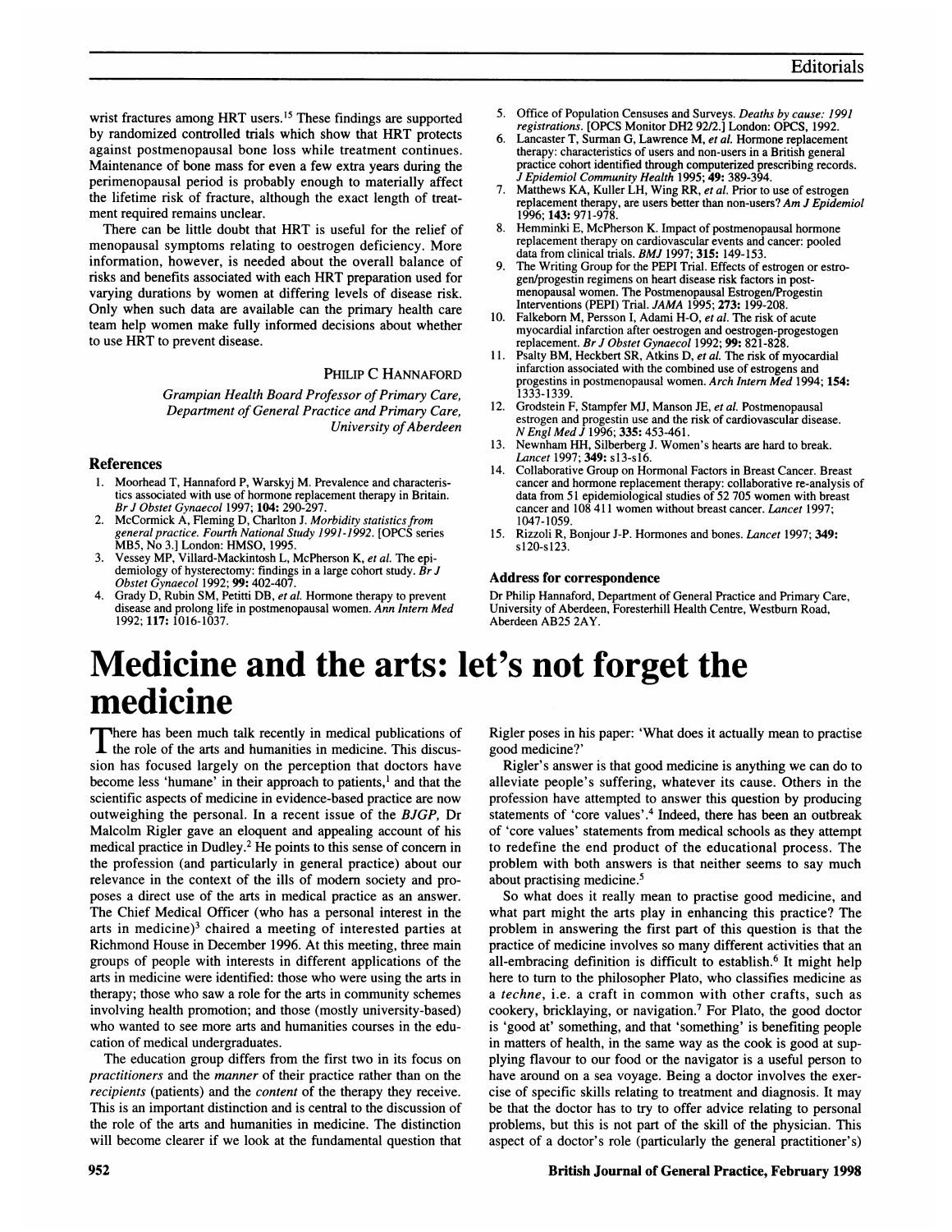wrist fractures among HRT users.[15] These findings are supported by randomized controlled trials which show that HRT protects against postmenopausal bone loss while treatment continues. Maintenance of bone mass for even a few extra years during the perimenopausal period is probably enough to materially affect the lifetime risk of fracture, although the exact length of treatment required remains unclear.

There can be little doubt that HRT is useful for the relief of menopausal symptoms relating to oestrogen deficiency. More information, however, is needed about the overall balance of risks and benefits associated with each HRT preparation used for varying durations by women at differing levels of disease risk. Only when such data are available can the primary health care team help women make fully informed decisions about whether to use HRT to prevent disease.

PHILIP C HANNAFORD

*Grampian Health Board Professor of Primary Care, Department of General Practice and Primary Care, University of Aberdeen*

## References

1. Moorhead T, Hannaford P, Warskyj M. Prevalence and characteristics associated with use of hormone replacement therapy in Britain. *Br J Obstet Gynaecol* 1997; **104:** 290-297.
2. McCormick A, Fleming D, Charlton J. *Morbidity statistics from general practice. Fourth National Study 1991-1992.* [OPCS series MB5, No 3.] London: HMSO, 1995.
3. Vessey MP, Villard-Mackintosh L, McPherson K, *et al.* The epidemiology of hysterectomy: findings in a large cohort study. *Br J Obstet Gynaecol* 1992; **99:** 402-407.
4. Grady D, Rubin SM, Petitti DB, *et al.* Hormone therapy to prevent disease and prolong life in postmenopausal women. *Ann Intern Med* 1992; **117:** 1016-1037.
5. Office of Population Censuses and Surveys. *Deaths by cause: 1991 registrations.* [OPCS Monitor DH2 92/2.] London: OPCS, 1992.
6. Lancaster T, Surman G, Lawrence M, *et al.* Hormone replacement therapy: characteristics of users and non-users in a British general practice cohort identified through computerized prescribing records. *J Epidemiol Community Health* 1995; **49:** 389-394.
7. Matthews KA, Kuller LH, Wing RR, *et al.* Prior to use of estrogen replacement therapy, are users better than non-users? *Am J Epidemiol* 1996; **143:** 971-978.
8. Hemminki E, McPherson K. Impact of postmenopausal hormone replacement therapy on cardiovascular events and cancer: pooled data from clinical trials. *BMJ* 1997; **315:** 149-153.
9. The Writing Group for the PEPI Trial. Effects of estrogen or estrogen/progestin regimens on heart disease risk factors in postmenopausal women. The Postmenopausal Estrogen/Progestin Interventions (PEPI) Trial. *JAMA* 1995; **273:** 199-208.
10. Falkeborn M, Persson I, Adami H-O, *et al.* The risk of acute myocardial infarction after oestrogen and oestrogen-progestogen replacement. *Br J Obstet Gynaecol* 1992; **99:** 821-828.
11. Psalty BM, Heckbert SR, Atkins D, *et al.* The risk of myocardial infarction associated with the combined use of estrogens and progestins in postmenopausal women. *Arch Intern Med* 1994; **154:** 1333-1339.
12. Grodstein F, Stampfer MJ, Manson JE, *et al.* Postmenopausal estrogen and progestin use and the risk of cardiovascular disease. *N Engl Med J* 1996; **335:** 453-461.
13. Newnham HH, Silberberg J. Women's hearts are hard to break. *Lancet* 1997; **349:** s13-s16.
14. Collaborative Group on Hormonal Factors in Breast Cancer. Breast cancer and hormone replacement therapy: collaborative re-analysis of data from 51 epidemiological studies of 52 705 women with breast cancer and 108 411 women without breast cancer. *Lancet* 1997; 1047-1059.
15. Rizzoli R, Bonjour J-P. Hormones and bones. *Lancet* 1997; **349:** s120-s123.

### Address for correspondence

Dr Philip Hannaford, Department of General Practice and Primary Care, University of Aberdeen, Foresterhill Health Centre, Westburn Road, Aberdeen AB25 2AY.

# Medicine and the arts: let's not forget the medicine

There has been much talk recently in medical publications of the role of the arts and humanities in medicine. This discussion has focused largely on the perception that doctors have become less 'humane' in their approach to patients,[1] and that the scientific aspects of medicine in evidence-based practice are now outweighing the personal. In a recent issue of the *BJGP,* Dr Malcolm Rigler gave an eloquent and appealing account of his medical practice in Dudley.[2] He points to this sense of concern in the profession (and particularly in general practice) about our relevance in the context of the ills of modern society and proposes a direct use of the arts in medical practice as an answer. The Chief Medical Officer (who has a personal interest in the arts in medicine)[3] chaired a meeting of interested parties at Richmond House in December 1996. At this meeting, three main groups of people with interests in different applications of the arts in medicine were identified: those who were using the arts in therapy; those who saw a role for the arts in community schemes involving health promotion; and those (mostly university-based) who wanted to see more arts and humanities courses in the education of medical undergraduates.

The education group differs from the first two in its focus on *practitioners* and the *manner* of their practice rather than on the *recipients* (patients) and the *content* of the therapy they receive. This is an important distinction and is central to the discussion of the role of the arts and humanities in medicine. The distinction will become clearer if we look at the fundamental question that Rigler poses in his paper: 'What does it actually mean to practise good medicine?'

Rigler's answer is that good medicine is anything we can do to alleviate people's suffering, whatever its cause. Others in the profession have attempted to answer this question by producing statements of 'core values'.[4] Indeed, there has been an outbreak of 'core values' statements from medical schools as they attempt to redefine the end product of the educational process. The problem with both answers is that neither seems to say much about practising medicine.[5]

So what does it really mean to practise good medicine, and what part might the arts play in enhancing this practice? The problem in answering the first part of this question is that the practice of medicine involves so many different activities that an all-embracing definition is difficult to establish.[6] It might help here to turn to the philosopher Plato, who classifies medicine as a *techne*, i.e. a craft in common with other crafts, such as cookery, bricklaying, or navigation.[7] For Plato, the good doctor is 'good at' something, and that 'something' is benefiting people in matters of health, in the same way as the cook is good at supplying flavour to our food or the navigator is a useful person to have around on a sea voyage. Being a doctor involves the exercise of specific skills relating to treatment and diagnosis. It may be that the doctor has to try to offer advice relating to personal problems, but this is not part of the skill of the physician. This aspect of a doctor's role (particularly the general practitioner's)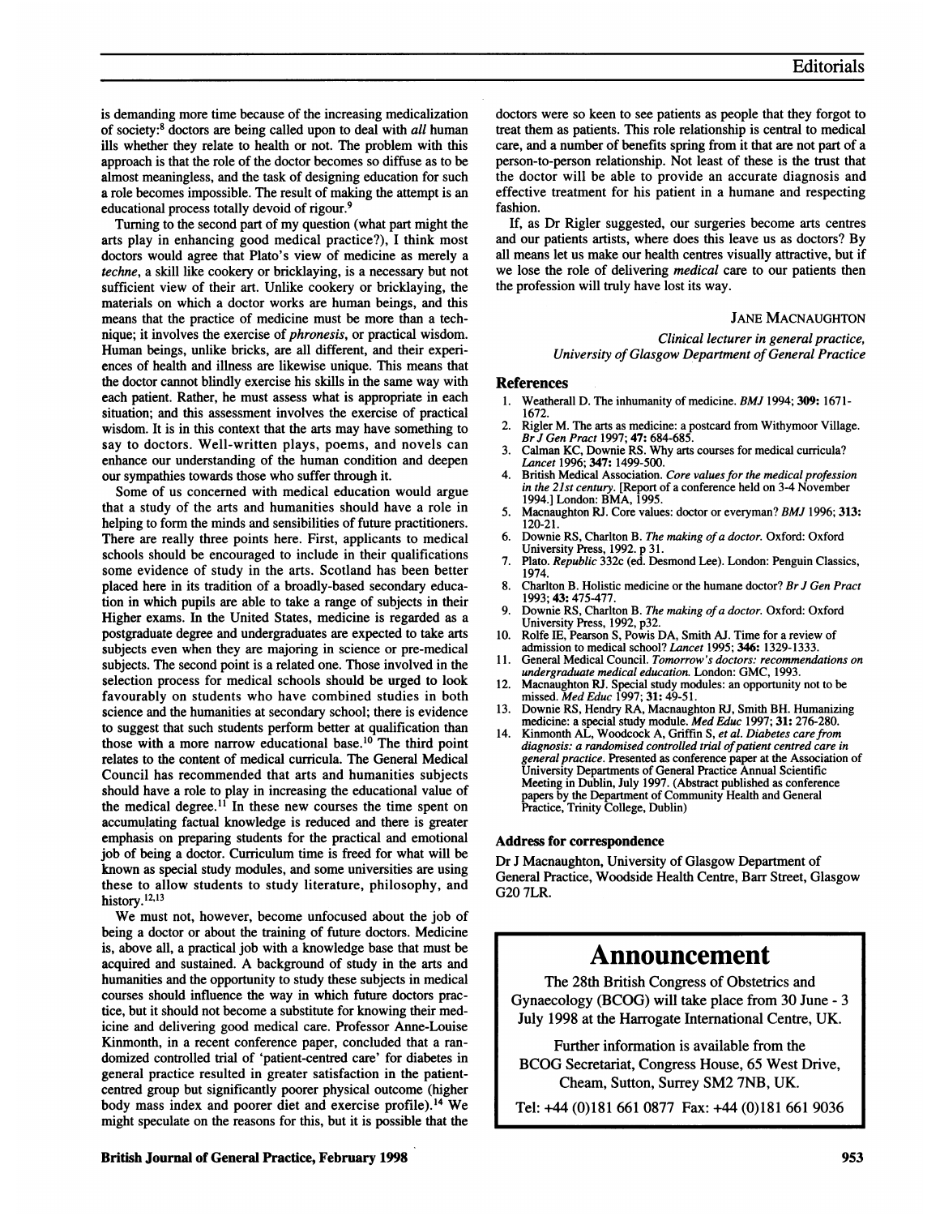is demanding more time because of the increasing medicalization of society:[8] doctors are being called upon to deal with *all* human ills whether they relate to health or not. The problem with this approach is that the role of the doctor becomes so diffuse as to be almost meaningless, and the task of designing education for such a role becomes impossible. The result of making the attempt is an educational process totally devoid of rigour.[9]

Turning to the second part of my question (what part might the arts play in enhancing good medical practice?), I think most doctors would agree that Plato's view of medicine as merely a *techne*, a skill like cookery or bricklaying, is a necessary but not sufficient view of their art. Unlike cookery or bricklaying, the materials on which a doctor works are human beings, and this means that the practice of medicine must be more than a technique; it involves the exercise of *phronesis*, or practical wisdom. Human beings, unlike bricks, are all different, and their experiences of health and illness are likewise unique. This means that the doctor cannot blindly exercise his skills in the same way with each patient. Rather, he must assess what is appropriate in each situation; and this assessment involves the exercise of practical wisdom. It is in this context that the arts may have something to say to doctors. Well-written plays, poems, and novels can enhance our understanding of the human condition and deepen our sympathies towards those who suffer through it.

Some of us concerned with medical education would argue that a study of the arts and humanities should have a role in helping to form the minds and sensibilities of future practitioners. There are really three points here. First, applicants to medical schools should be encouraged to include in their qualifications some evidence of study in the arts. Scotland has been better placed here in its tradition of a broadly-based secondary education in which pupils are able to take a range of subjects in their Higher exams. In the United States, medicine is regarded as a postgraduate degree and undergraduates are expected to take arts subjects even when they are majoring in science or pre-medical subjects. The second point is a related one. Those involved in the selection process for medical schools should be urged to look favourably on students who have combined studies in both science and the humanities at secondary school; there is evidence to suggest that such students perform better at qualification than those with a more narrow educational base.[10] The third point relates to the content of medical curricula. The General Medical Council has recommended that arts and humanities subjects should have a role to play in increasing the educational value of the medical degree.[11] In these new courses the time spent on accumulating factual knowledge is reduced and there is greater emphasis on preparing students for the practical and emotional job of being a doctor. Curriculum time is freed for what will be known as special study modules, and some universities are using these to allow students to study literature, philosophy, and history.[12,13]

We must not, however, become unfocused about the job of being a doctor or about the training of future doctors. Medicine is, above all, a practical job with a knowledge base that must be acquired and sustained. A background of study in the arts and humanities and the opportunity to study these subjects in medical courses should influence the way in which future doctors practice, but it should not become a substitute for knowing their medicine and delivering good medical care. Professor Anne-Louise Kinmonth, in a recent conference paper, concluded that a randomized controlled trial of 'patient-centred care' for diabetes in general practice resulted in greater satisfaction in the patient-centred group but significantly poorer physical outcome (higher body mass index and poorer diet and exercise profile).[14] We might speculate on the reasons for this, but it is possible that the doctors were so keen to see patients as people that they forgot to treat them as patients. This role relationship is central to medical care, and a number of benefits spring from it that are not part of a person-to-person relationship. Not least of these is the trust that the doctor will be able to provide an accurate diagnosis and effective treatment for his patient in a humane and respecting fashion.

If, as Dr Rigler suggested, our surgeries become arts centres and our patients artists, where does this leave us as doctors? By all means let us make our health centres visually attractive, but if we lose the role of delivering *medical* care to our patients then the profession will truly have lost its way.

JANE MACNAUGHTON

*Clinical lecturer in general practice, University of Glasgow Department of General Practice*

## References

1. Weatherall D. The inhumanity of medicine. *BMJ* 1994; **309:** 1671-1672.
2. Rigler M. The arts as medicine: a postcard from Withymoor Village. *Br J Gen Pract* 1997; **47:** 684-685.
3. Calman KC, Downie RS. Why arts courses for medical curricula? *Lancet* 1996; **347:** 1499-500.
4. British Medical Association. *Core values for the medical profession in the 21st century.* [Report of a conference held on 3-4 November 1994.] London: BMA, 1995.
5. Macnaughton RJ. Core values: doctor or everyman? *BMJ* 1996; **313:** 120-21.
6. Downie RS, Charlton B. *The making of a doctor.* Oxford: Oxford University Press, 1992. p 31.
7. Plato. *Republic* 332c (ed. Desmond Lee). London: Penguin Classics, 1974.
8. Charlton B. Holistic medicine or the humane doctor? *Br J Gen Pract* 1993; **43:** 475-477.
9. Downie RS, Charlton B. *The making of a doctor.* Oxford: Oxford University Press, 1992, p32.
10. Rolfe IE, Pearson S, Powis DA, Smith AJ. Time for a review of admission to medical school? *Lancet* 1995; **346:** 1329-1333.
11. General Medical Council. *Tomorrow's doctors: recommendations on undergraduate medical education.* London: GMC, 1993.
12. Macnaughton RJ. Special study modules: an opportunity not to be missed. *Med Educ* 1997; **31:** 49-51.
13. Downie RS, Hendry RA, Macnaughton RJ, Smith BH. Humanizing medicine: a special study module. *Med Educ* 1997; **31:** 276-280.
14. Kinmonth AL, Woodcock A, Griffin S, *et al. Diabetes care from diagnosis: a randomised controlled trial of patient centred care in general practice.* Presented as conference paper at the Association of University Departments of General Practice Annual Scientific Meeting in Dublin, July 1997. (Abstract published as conference papers by the Department of Community Health and General Practice, Trinity College, Dublin)

### Address for correspondence

Dr J Macnaughton, University of Glasgow Department of General Practice, Woodside Health Centre, Barr Street, Glasgow G20 7LR.

# Announcement

The 28th British Congress of Obstetrics and Gynaecology (BCOG) will take place from 30 June - 3 July 1998 at the Harrogate International Centre, UK.

Further information is available from the BCOG Secretariat, Congress House, 65 West Drive, Cheam, Sutton, Surrey SM2 7NB, UK.

Tel: +44 (0)181 661 0877 Fax: +44 (0)181 661 9036